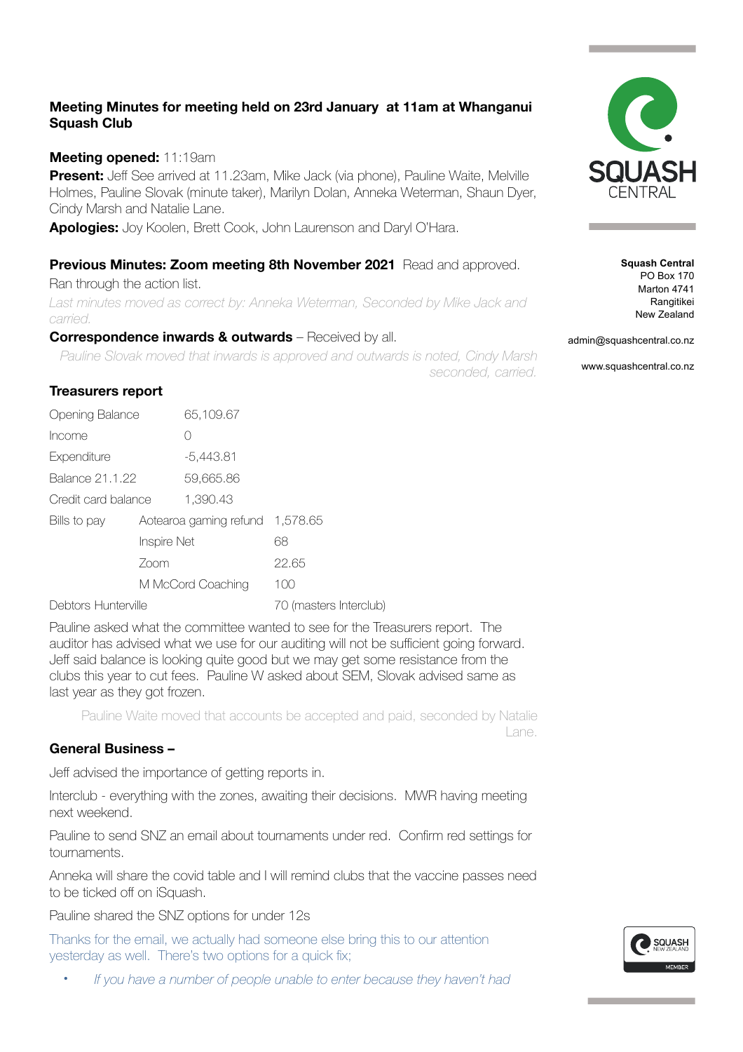**Meeting Minutes for meeting held on 23rd January at 11am at Whanganui Squash Club**

**Meeting opened:** 11:19am

**Present:** Jeff See arrived at 11.23am, Mike Jack (via phone), Pauline Waite, Melville Holmes, Pauline Slovak (minute taker), Marilyn Dolan, Anneka Weterman, Shaun Dyer, Cindy Marsh and Natalie Lane.

**Apologies:** Joy Koolen, Brett Cook, John Laurenson and Daryl O'Hara.

Squash Central
PO Box 170
Marton 4741
Rangitikei
New Zealand

admin@squashcentral.co.nz

www.squashcentral.co.nz

**Previous Minutes: Zoom meeting 8th November 2021** Read and approved.

Ran through the action list.

*Last minutes moved as correct by: Anneka Weterman, Seconded by Mike Jack and carried.*

**Correspondence inwards & outwards** – Received by all.

*Pauline Slovak moved that inwards is approved and outwards is noted, Cindy Marsh seconded, carried.*

**Treasurers report**

| | | |
|---|---|---|
| Opening Balance | 65,109.67 | |
| Income | 0 | |
| Expenditure | -5,443.81 | |
| Balance 21.1.22 | 59,665.86 | |
| Credit card balance | 1,390.43 | |
| Bills to pay | Aotearoa gaming refund | 1,578.65 |
| | Inspire Net | 68 |
| | Zoom | 22.65 |
| | M McCord Coaching | 100 |
| Debtors Hunterville | | 70 (masters Interclub) |

Pauline asked what the committee wanted to see for the Treasurers report. The auditor has advised what we use for our auditing will not be sufficient going forward. Jeff said balance is looking quite good but we may get some resistance from the clubs this year to cut fees. Pauline W asked about SEM, Slovak advised same as last year as they got frozen.

Pauline Waite moved that accounts be accepted and paid, seconded by Natalie Lane.

**General Business –**

Jeff advised the importance of getting reports in.

Interclub - everything with the zones, awaiting their decisions. MWR having meeting next weekend.

Pauline to send SNZ an email about tournaments under red. Confirm red settings for tournaments.

Anneka will share the covid table and I will remind clubs that the vaccine passes need to be ticked off on iSquash.

Pauline shared the SNZ options for under 12s

Thanks for the email, we actually had someone else bring this to our attention yesterday as well. There's two options for a quick fix;

- *If you have a number of people unable to enter because they haven't had*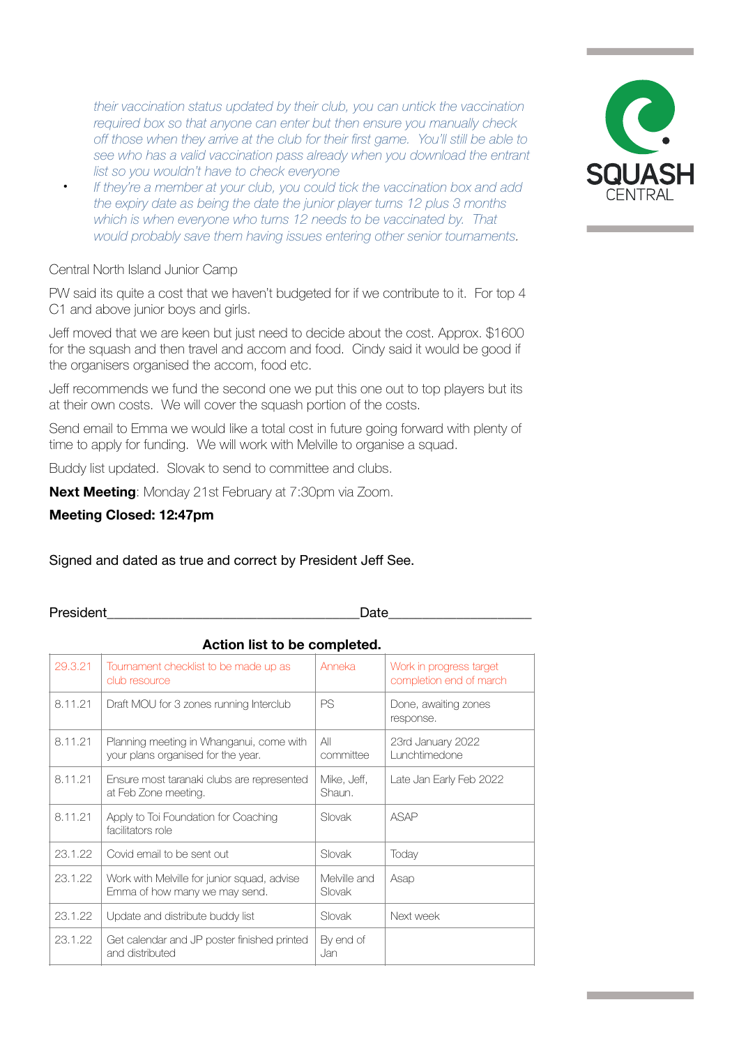*their vaccination status updated by their club, you can untick the vaccination required box so that anyone can enter but then ensure you manually check off those when they arrive at the club for their first game. You'll still be able to see who has a valid vaccination pass already when you download the entrant list so you wouldn't have to check everyone*

- *If they're a member at your club, you could tick the vaccination box and add the expiry date as being the date the junior player turns 12 plus 3 months which is when everyone who turns 12 needs to be vaccinated by. That would probably save them having issues entering other senior tournaments.*

Central North Island Junior Camp

PW said its quite a cost that we haven't budgeted for if we contribute to it. For top 4 C1 and above junior boys and girls.

Jeff moved that we are keen but just need to decide about the cost. Approx. $1600 for the squash and then travel and accom and food. Cindy said it would be good if the organisers organised the accom, food etc.

Jeff recommends we fund the second one we put this one out to top players but its at their own costs. We will cover the squash portion of the costs.

Send email to Emma we would like a total cost in future going forward with plenty of time to apply for funding. We will work with Melville to organise a squad.

Buddy list updated. Slovak to send to committee and clubs.

**Next Meeting**: Monday 21st February at 7:30pm via Zoom.

**Meeting Closed: 12:47pm**

Signed and dated as true and correct by President Jeff See.

President___________________________________Date___________________

**Action list to be completed.**

| | | | |
|---|---|---|---|
| 29.3.21 | Tournament checklist to be made up as club resource | Anneka | Work in progress target completion end of march |
| 8.11.21 | Draft MOU for 3 zones running Interclub | PS | Done, awaiting zones response. |
| 8.11.21 | Planning meeting in Whanganui, come with your plans organised for the year. | All committee | 23rd January 2022 Lunchtimedone |
| 8.11.21 | Ensure most taranaki clubs are represented at Feb Zone meeting. | Mike, Jeff, Shaun. | Late Jan Early Feb 2022 |
| 8.11.21 | Apply to Toi Foundation for Coaching facilitators role | Slovak | ASAP |
| 23.1.22 | Covid email to be sent out | Slovak | Today |
| 23.1.22 | Work with Melville for junior squad, advise Emma of how many we may send. | Melville and Slovak | Asap |
| 23.1.22 | Update and distribute buddy list | Slovak | Next week |
| 23.1.22 | Get calendar and JP poster finished printed and distributed | By end of Jan | |